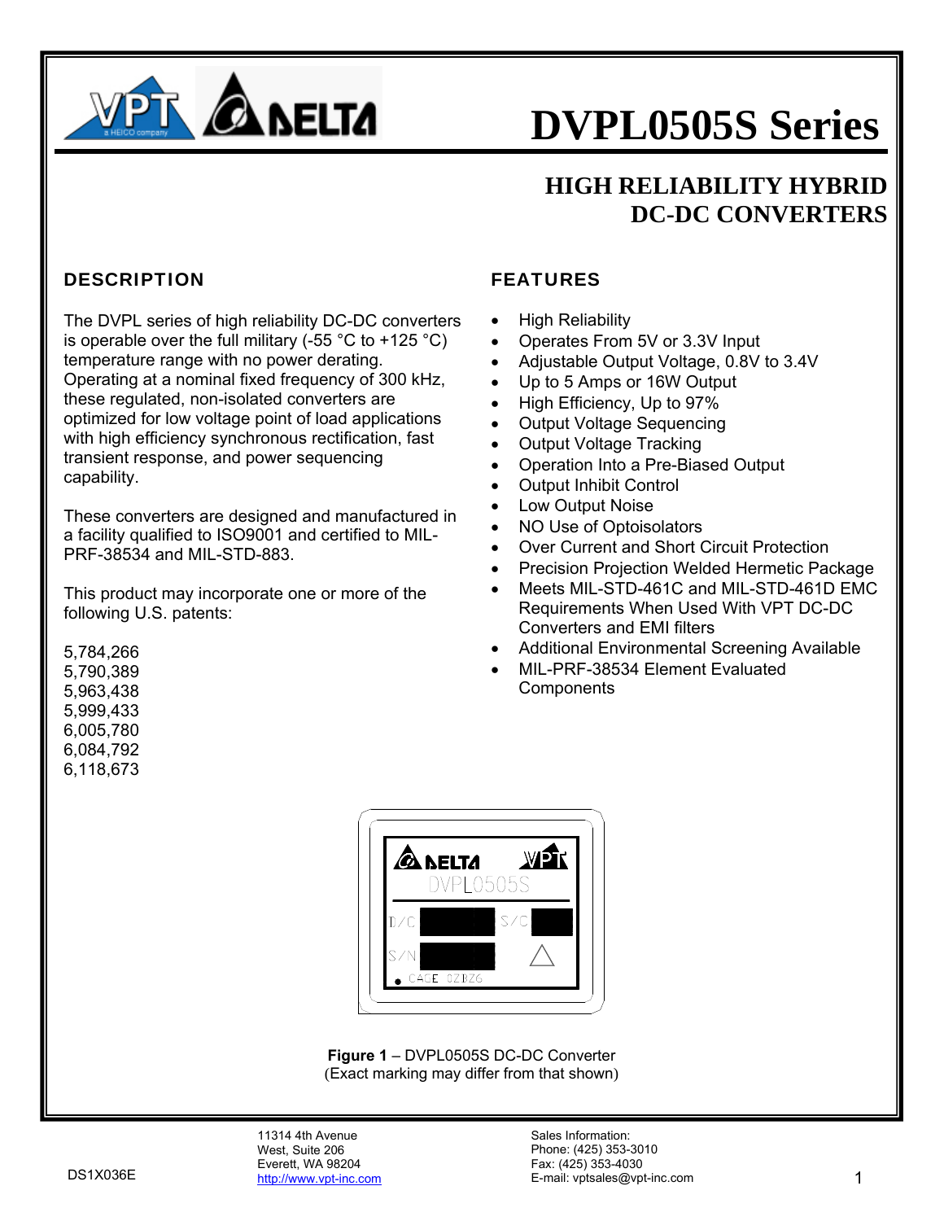# DVPL0505S Series

## HIGH RELIABILITY HYBRID DC-DC CONVERTERS

### DESCRIPTION

The DVPL series of high reliability DC-DC converters is operable over the full military (-55 °C to +125 °C) temperature range with no power derating. Operating at a nominal fixed frequency of 300 kHz, these regulated, non-isolated converters are optimized for low voltage point of load applications with high efficiency synchronous rectification, fast transient response, and power sequencing capability.

These converters are designed and manufactured in a facility qualified to ISO9001 and certified to MIL-PRF-38534 and MIL-STD-883.

This product may incorporate one or more of the following U.S. patents:

5,784,266
5,790,389
5,963,438
5,999,433
6,005,780
6,084,792
6,118,673

### FEATURES

- High Reliability
- Operates From 5V or 3.3V Input
- Adjustable Output Voltage, 0.8V to 3.4V
- Up to 5 Amps or 16W Output
- High Efficiency, Up to 97%
- Output Voltage Sequencing
- Output Voltage Tracking
- Operation Into a Pre-Biased Output
- Output Inhibit Control
- Low Output Noise
- NO Use of Optoisolators
- Over Current and Short Circuit Protection
- Precision Projection Welded Hermetic Package
- Meets MIL-STD-461C and MIL-STD-461D EMC Requirements When Used With VPT DC-DC Converters and EMI filters
- Additional Environmental Screening Available
- MIL-PRF-38534 Element Evaluated Components

**Figure 1** – DVPL0505S DC-DC Converter
(Exact marking may differ from that shown)

DS1X036E

11314 4th Avenue
West, Suite 206
Everett, WA 98204
http://www.vpt-inc.com

Sales Information:
Phone: (425) 353-3010
Fax: (425) 353-4030
E-mail: vptsales@vpt-inc.com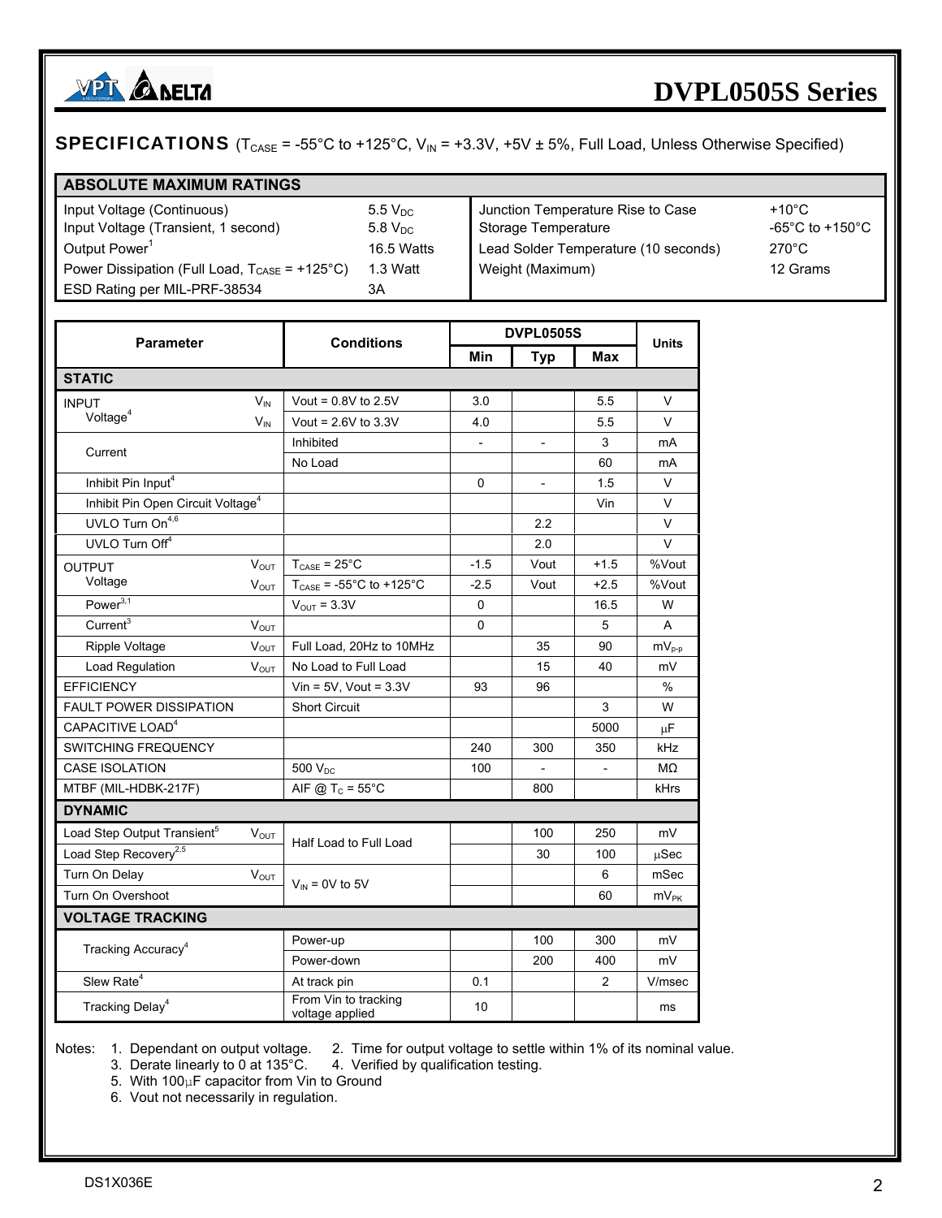## SPECIFICATIONS ($T_{CASE}$ = -55°C to +125°C, $V_{IN}$ = +3.3V, +5V ± 5%, Full Load, Unless Otherwise Specified)

| ABSOLUTE MAXIMUM RATINGS | | | |
|---|---|---|---|
| Input Voltage (Continuous) | 5.5 $V_{DC}$ | Junction Temperature Rise to Case | +10°C |
| Input Voltage (Transient, 1 second) | 5.8 $V_{DC}$ | Storage Temperature | -65°C to +150°C |
| Output Power[1] | 16.5 Watts | Lead Solder Temperature (10 seconds) | 270°C |
| Power Dissipation (Full Load, $T_{CASE}$ = +125°C) | 1.3 Watt | Weight (Maximum) | 12 Grams |
| ESD Rating per MIL-PRF-38534 | 3A | | |

| Parameter | | Conditions | DVPL0505S Min | DVPL0505S Typ | DVPL0505S Max | Units |
|---|---|---|---|---|---|---|
| **STATIC** | | | | | | |
| INPUT Voltage[4] | $V_{IN}$ | Vout = 0.8V to 2.5V | 3.0 | | 5.5 | V |
| | $V_{IN}$ | Vout = 2.6V to 3.3V | 4.0 | | 5.5 | V |
| Current | | Inhibited | - | - | 3 | mA |
| | | No Load | | | 60 | mA |
| Inhibit Pin Input[4] | | | 0 | - | 1.5 | V |
| Inhibit Pin Open Circuit Voltage[4] | | | | | Vin | V |
| UVLO Turn On[4,6] | | | | 2.2 | | V |
| UVLO Turn Off[4] | | | | 2.0 | | V |
| OUTPUT Voltage | $V_{OUT}$ | $T_{CASE}$ = 25°C | -1.5 | Vout | +1.5 | %Vout |
| | $V_{OUT}$ | $T_{CASE}$ = -55°C to +125°C | -2.5 | Vout | +2.5 | %Vout |
| Power[3,1] | | $V_{OUT}$ = 3.3V | 0 | | 16.5 | W |
| Current[3] | $V_{OUT}$ | | 0 | | 5 | A |
| Ripple Voltage | $V_{OUT}$ | Full Load, 20Hz to 10MHz | | 35 | 90 | $mV_{P-P}$ |
| Load Regulation | $V_{OUT}$ | No Load to Full Load | | 15 | 40 | mV |
| EFFICIENCY | | Vin = 5V, Vout = 3.3V | 93 | 96 | | % |
| FAULT POWER DISSIPATION | | Short Circuit | | | 3 | W |
| CAPACITIVE LOAD[4] | | | | | 5000 | µF |
| SWITCHING FREQUENCY | | | 240 | 300 | 350 | kHz |
| CASE ISOLATION | | 500 $V_{DC}$ | 100 | - | - | MΩ |
| MTBF (MIL-HDBK-217F) | | AIF @ $T_C$ = 55°C | | 800 | | kHrs |
| **DYNAMIC** | | | | | | |
| Load Step Output Transient[5] | $V_{OUT}$ | Half Load to Full Load | | 100 | 250 | mV |
| Load Step Recovery[2,5] | | Half Load to Full Load | | 30 | 100 | µSec |
| Turn On Delay | $V_{OUT}$ | $V_{IN}$ = 0V to 5V | | | 6 | mSec |
| Turn On Overshoot | | $V_{IN}$ = 0V to 5V | | | 60 | $mV_{PK}$ |
| **VOLTAGE TRACKING** | | | | | | |
| Tracking Accuracy[4] | | Power-up | | 100 | 300 | mV |
| | | Power-down | | 200 | 400 | mV |
| Slew Rate[4] | | At track pin | 0.1 | | 2 | V/msec |
| Tracking Delay[4] | | From Vin to tracking voltage applied | 10 | | | ms |

Notes:
1. Dependant on output voltage.
2. Time for output voltage to settle within 1% of its nominal value.
3. Derate linearly to 0 at 135°C.
4. Verified by qualification testing.
5. With 100µF capacitor from Vin to Ground
6. Vout not necessarily in regulation.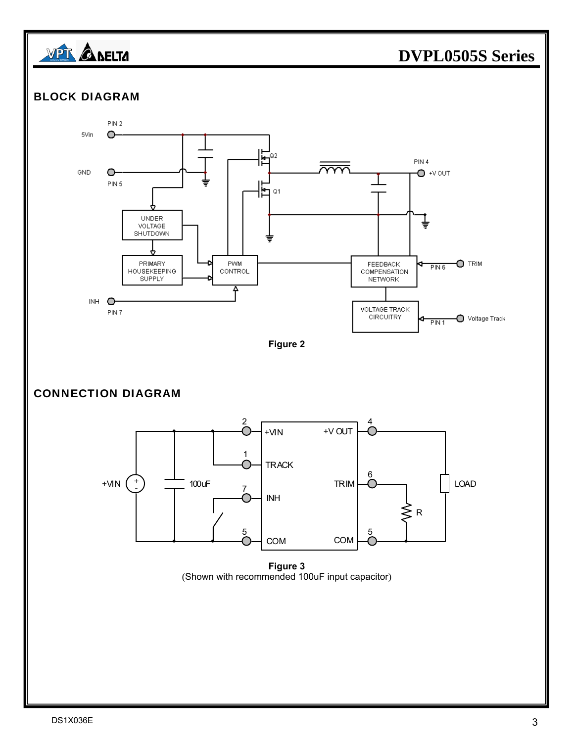## BLOCK DIAGRAM

Figure 2

## CONNECTION DIAGRAM

Figure 3
(Shown with recommended 100uF input capacitor)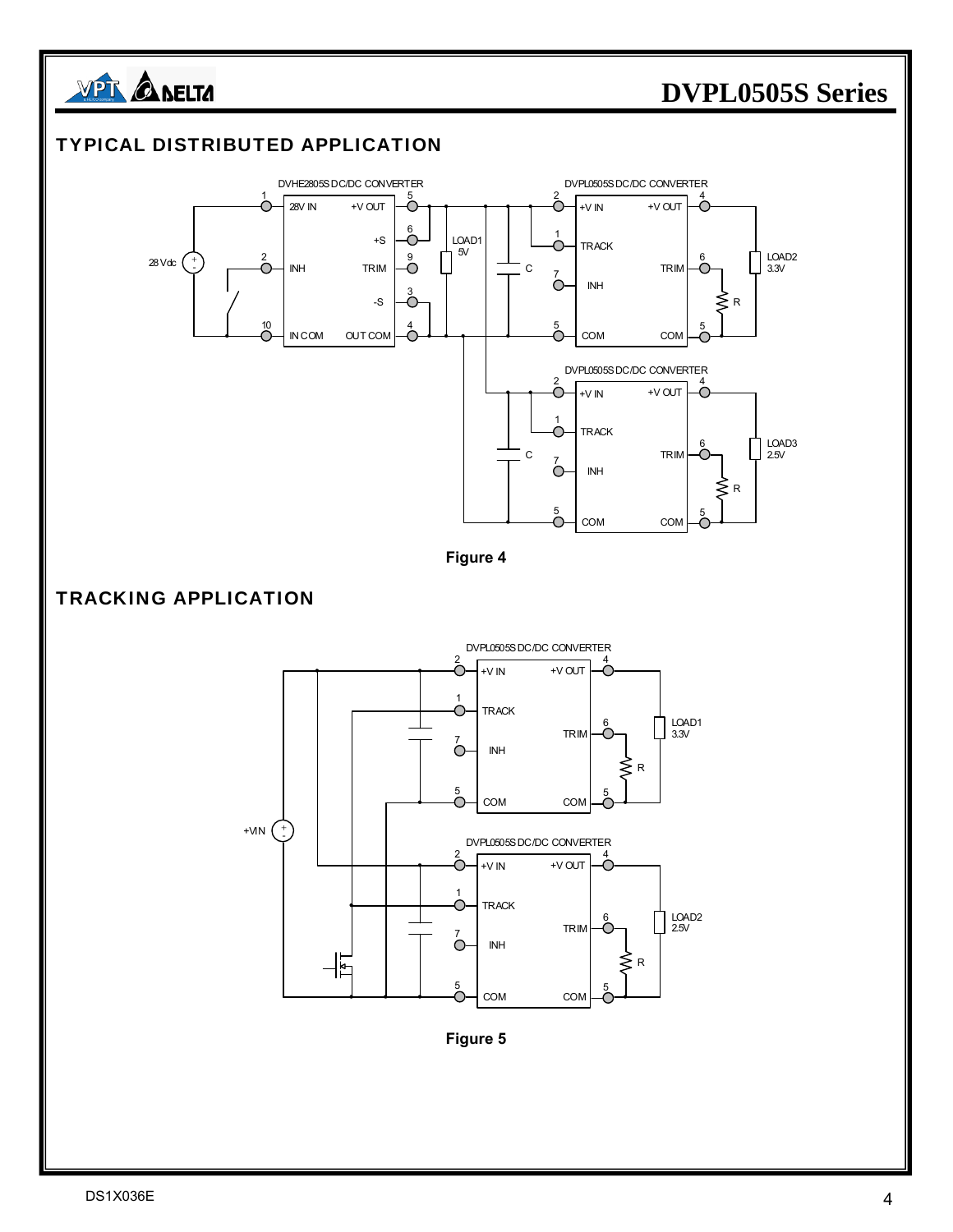## TYPICAL DISTRIBUTED APPLICATION

Figure 4

## TRACKING APPLICATION

Figure 5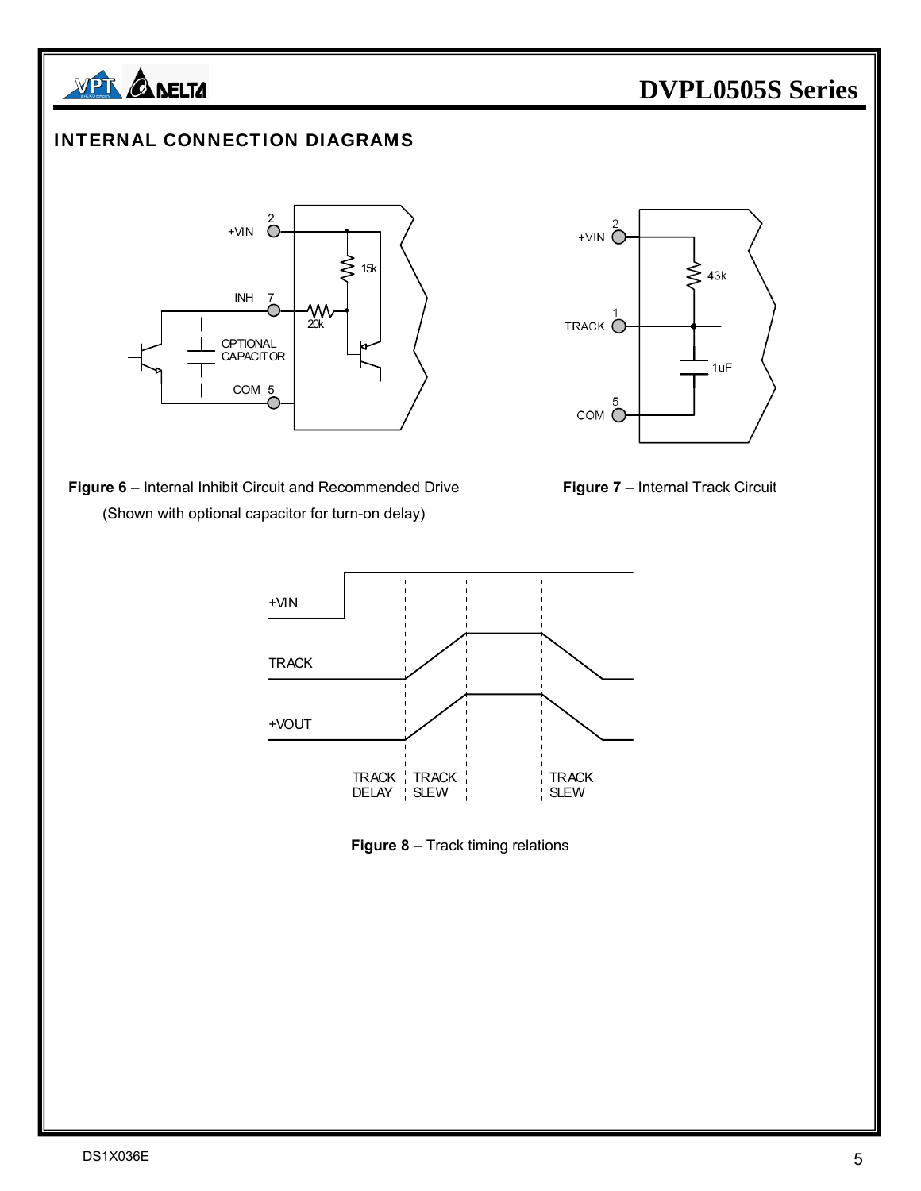## INTERNAL CONNECTION DIAGRAMS

**Figure 6** – Internal Inhibit Circuit and Recommended Drive (Shown with optional capacitor for turn-on delay)

**Figure 7** – Internal Track Circuit

**Figure 8** – Track timing relations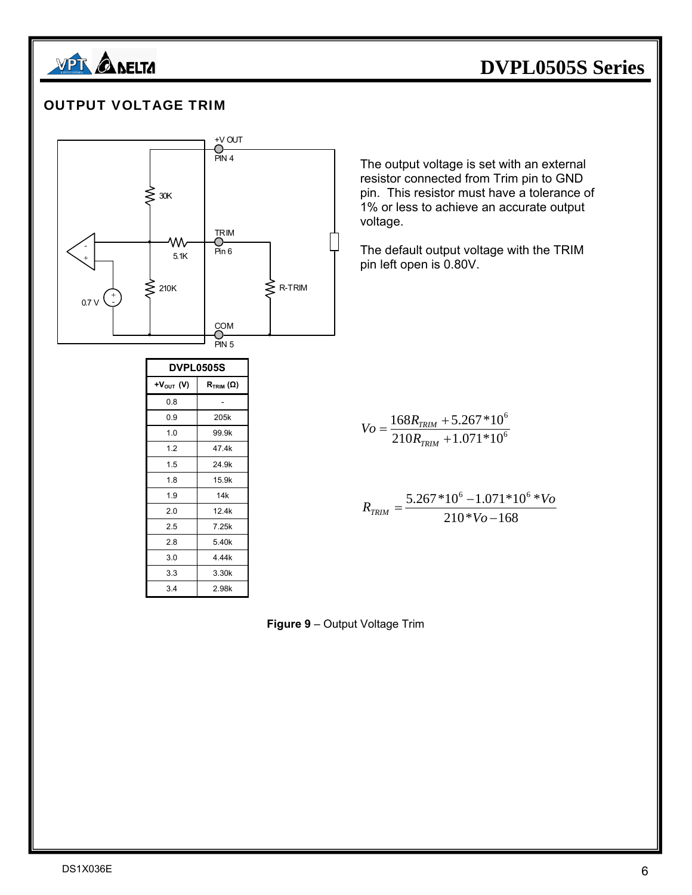## OUTPUT VOLTAGE TRIM

The output voltage is set with an external resistor connected from Trim pin to GND pin. This resistor must have a tolerance of 1% or less to achieve an accurate output voltage.

The default output voltage with the TRIM pin left open is 0.80V.

| DVPL0505S | |
|---|---|
| $+V_{OUT}$ (V) | $R_{TRIM}$ (Ω) |
| 0.8 | - |
| 0.9 | 205k |
| 1.0 | 99.9k |
| 1.2 | 47.4k |
| 1.5 | 24.9k |
| 1.8 | 15.9k |
| 1.9 | 14k |
| 2.0 | 12.4k |
| 2.5 | 7.25k |
| 2.8 | 5.40k |
| 3.0 | 4.44k |
| 3.3 | 3.30k |
| 3.4 | 2.98k |

$$Vo = \frac{168R_{TRIM} + 5.267*10^{6}}{210R_{TRIM} + 1.071*10^{6}}$$

$$R_{TRIM} = \frac{5.267*10^{6} - 1.071*10^{6}*Vo}{210*Vo - 168}$$

**Figure 9** – Output Voltage Trim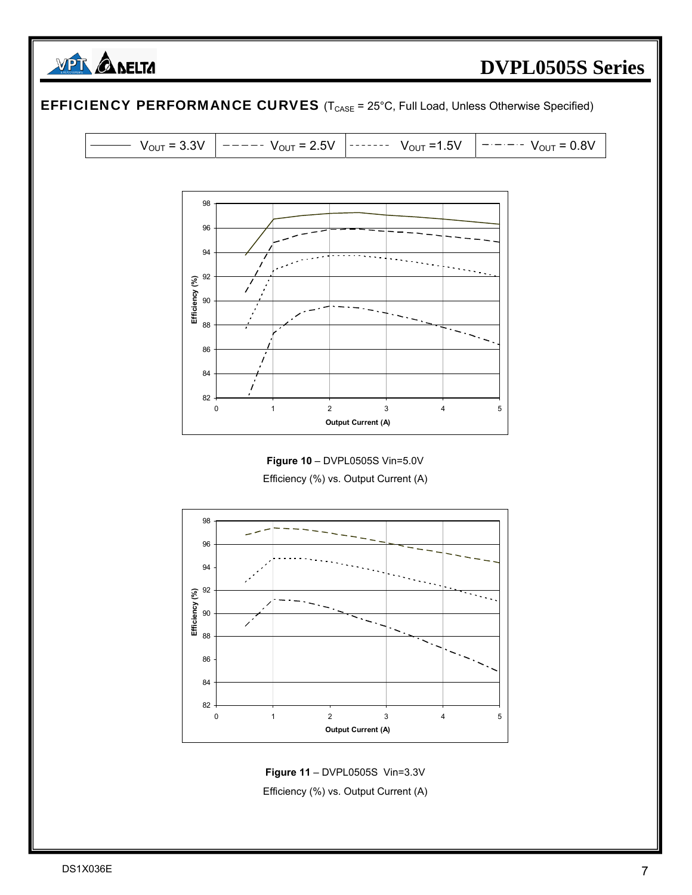## EFFICIENCY PERFORMANCE CURVES ($T_{CASE}$ = 25°C, Full Load, Unless Otherwise Specified)

| ——— $V_{OUT}$ = 3.3V | – – – – – $V_{OUT}$ = 2.5V | - - - - - - - $V_{OUT}$ =1.5V | – · – · – $V_{OUT}$ = 0.8V |
|---|---|---|---|

**Figure 10** – DVPL0505S Vin=5.0V
Efficiency (%) vs. Output Current (A)

**Figure 11** – DVPL0505S Vin=3.3V
Efficiency (%) vs. Output Current (A)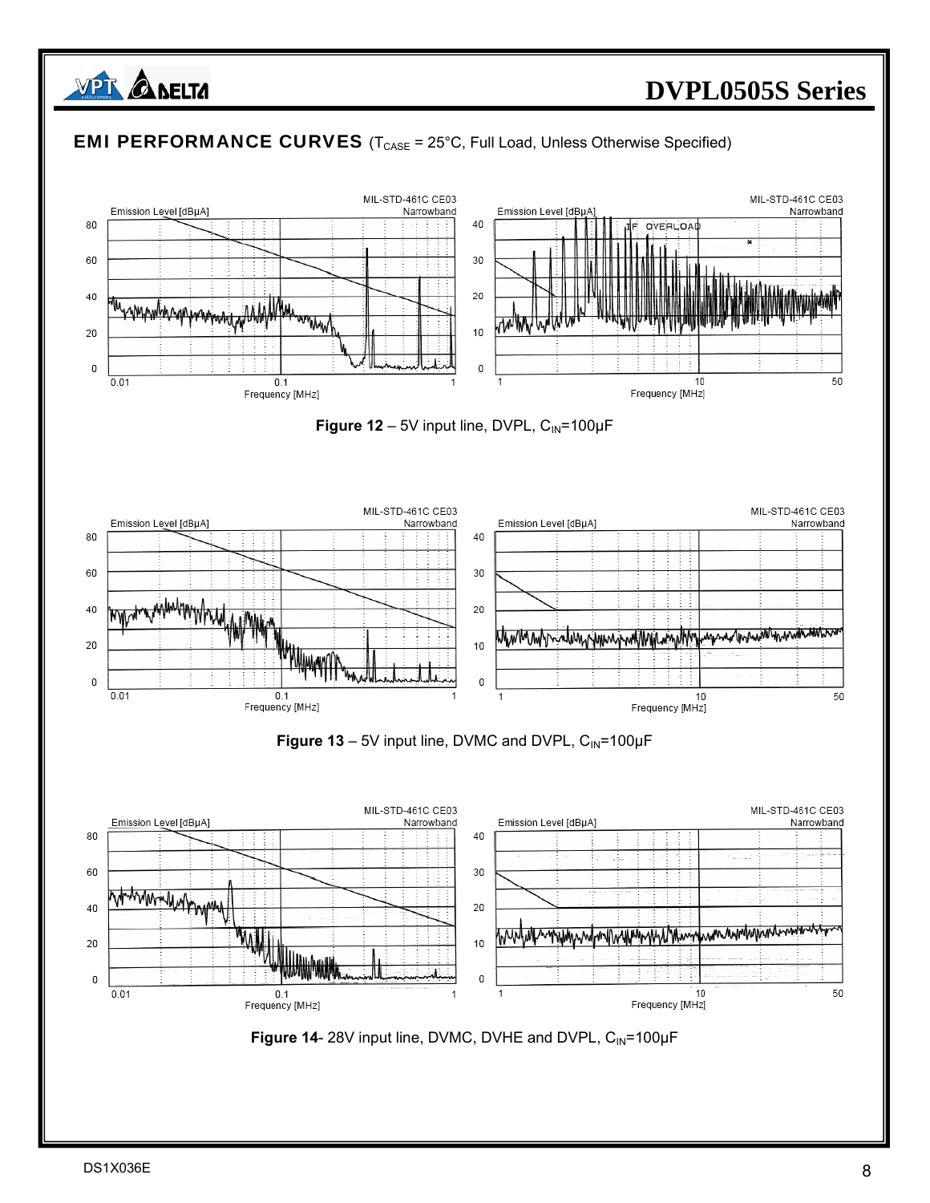## EMI PERFORMANCE CURVES ($T_{CASE}$ = 25°C, Full Load, Unless Otherwise Specified)

**Figure 12** – 5V input line, DVPL, $C_{IN}$=100µF

**Figure 13** – 5V input line, DVMC and DVPL, $C_{IN}$=100µF

**Figure 14**- 28V input line, DVMC, DVHE and DVPL, $C_{IN}$=100µF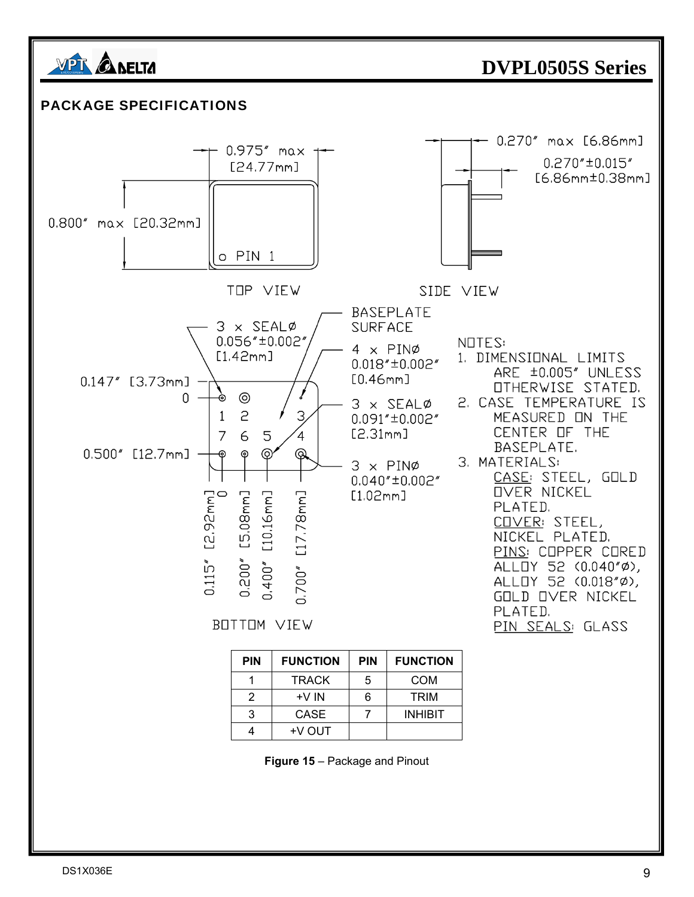## PACKAGE SPECIFICATIONS

0.975″ max [24.77mm]

0.800″ max [20.32mm]

PIN 1

TOP VIEW

0.270″ max [6.86mm]

0.270″±0.015″ [6.86mm±0.38mm]

SIDE VIEW

3 x SEALØ 0.056″±0.002″ [1.42mm]

BASEPLATE SURFACE

4 x PINØ 0.018″±0.002″ [0.46mm]

3 x SEALØ 0.091″±0.002″ [2.31mm]

3 x PINØ 0.040″±0.002″ [1.02mm]

0.147″ [3.73mm]

0

0.500″ [12.7mm]

0

0.115″ [2.92mm]

0.200″ [5.08mm]

0.400″ [10.16mm]

0.700″ [17.78mm]

BOTTOM VIEW

NOTES:

1. DIMENSIONAL LIMITS ARE ±0.005″ UNLESS OTHERWISE STATED.
2. CASE TEMPERATURE IS MEASURED ON THE CENTER OF THE BASEPLATE.
3. MATERIALS:
   CASE: STEEL, GOLD OVER NICKEL PLATED.
   COVER: STEEL, NICKEL PLATED.
   PINS: COPPER CORED ALLOY 52 (0.040″Ø), ALLOY 52 (0.018″Ø), GOLD OVER NICKEL PLATED.
   PIN SEALS: GLASS

| PIN | FUNCTION | PIN | FUNCTION |
|---|---|---|---|
| 1 | TRACK | 5 | COM |
| 2 | +V IN | 6 | TRIM |
| 3 | CASE | 7 | INHIBIT |
| 4 | +V OUT | | |

**Figure 15** – Package and Pinout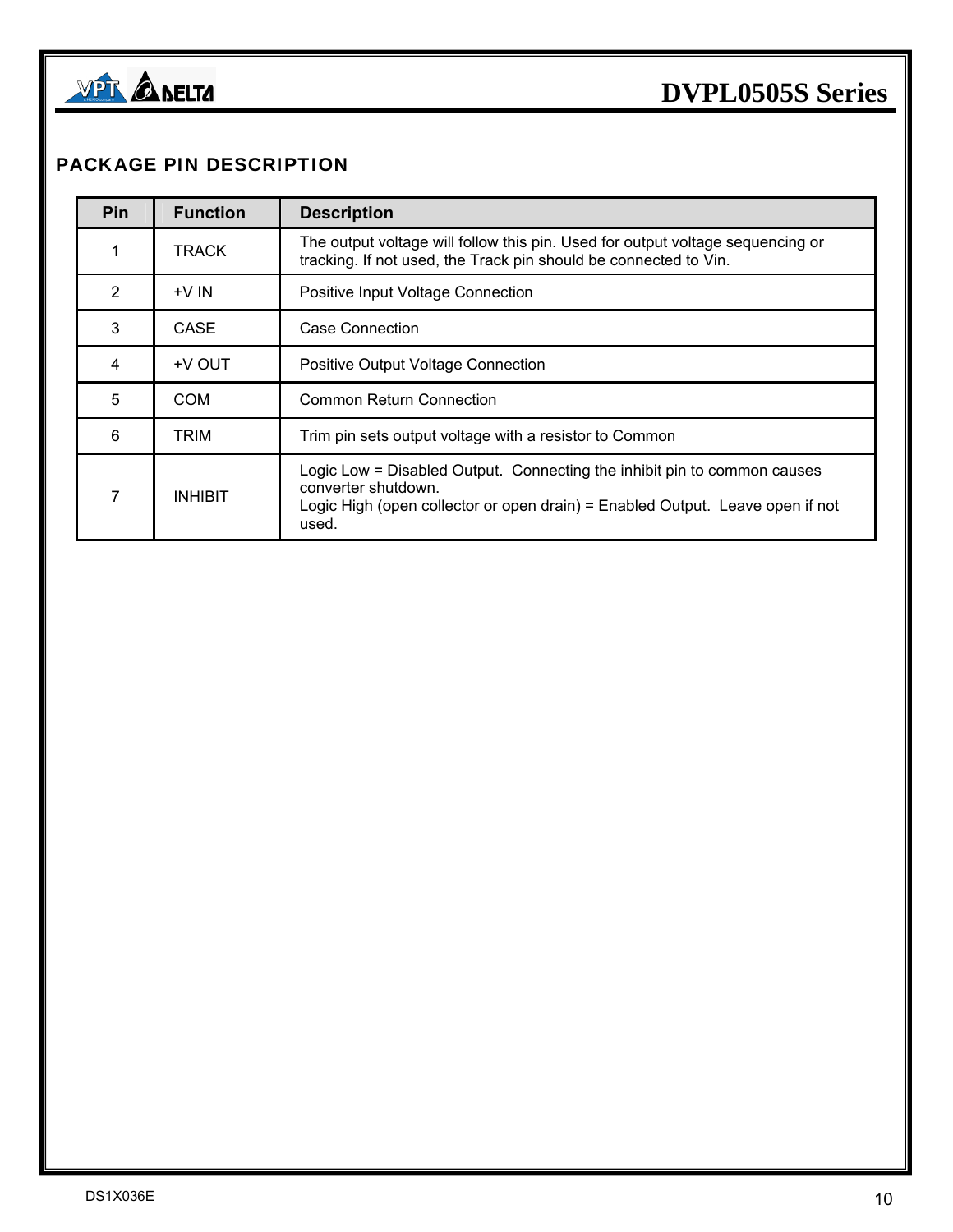## PACKAGE PIN DESCRIPTION

| Pin | Function | Description |
|---|---|---|
| 1 | TRACK | The output voltage will follow this pin. Used for output voltage sequencing or tracking. If not used, the Track pin should be connected to Vin. |
| 2 | +V IN | Positive Input Voltage Connection |
| 3 | CASE | Case Connection |
| 4 | +V OUT | Positive Output Voltage Connection |
| 5 | COM | Common Return Connection |
| 6 | TRIM | Trim pin sets output voltage with a resistor to Common |
| 7 | INHIBIT | Logic Low = Disabled Output. Connecting the inhibit pin to common causes converter shutdown.<br>Logic High (open collector or open drain) = Enabled Output. Leave open if not used. |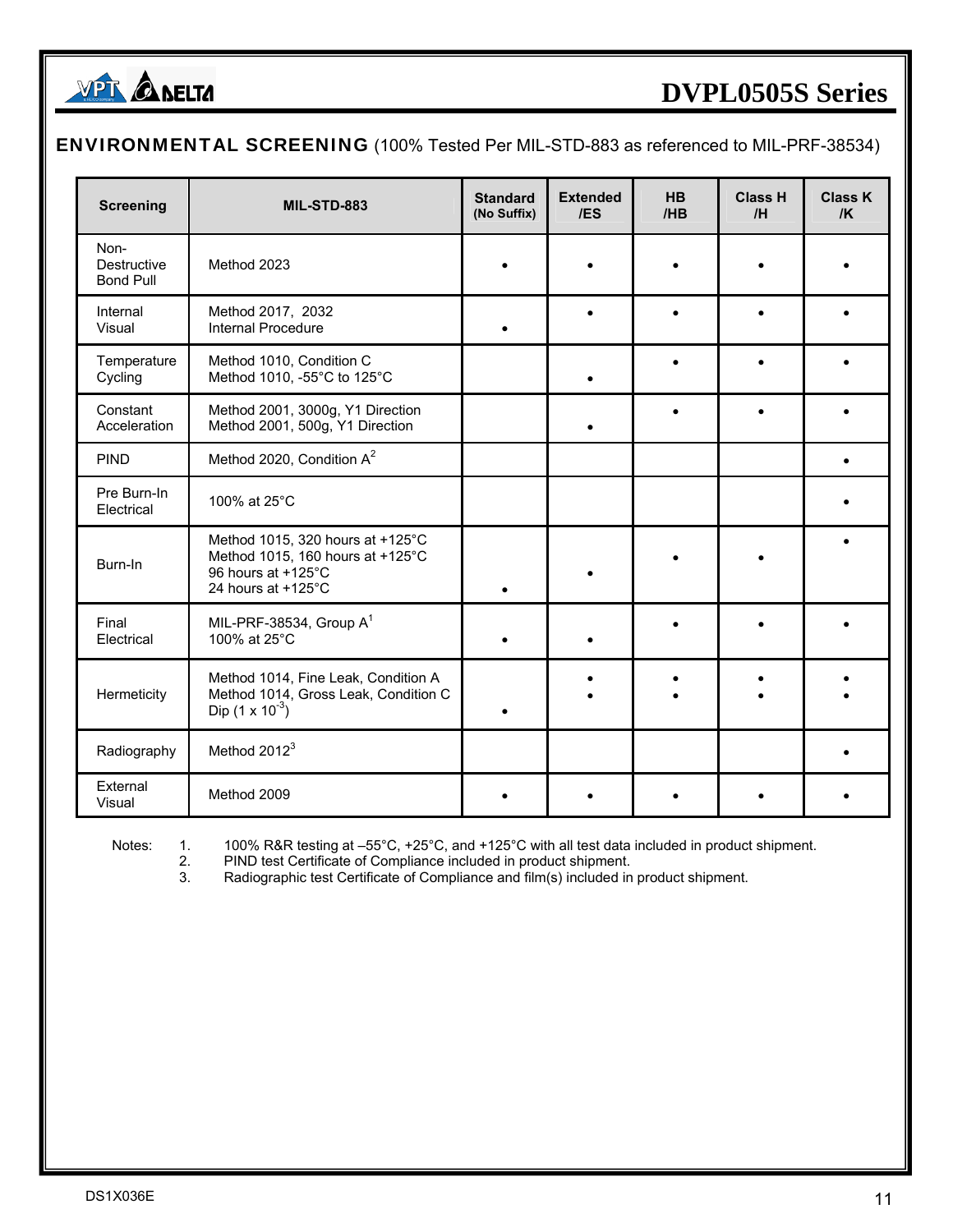## ENVIRONMENTAL SCREENING (100% Tested Per MIL-STD-883 as referenced to MIL-PRF-38534)

| Screening | MIL-STD-883 | Standard (No Suffix) | Extended /ES | HB /HB | Class H /H | Class K /K |
|---|---|---|---|---|---|---|
| Non-Destructive Bond Pull | Method 2023 | • | • | • | • | • |
| Internal Visual | Method 2017, 2032<br>Internal Procedure | <br>• | • | • | • | • |
| Temperature Cycling | Method 1010, Condition C<br>Method 1010, -55°C to 125°C | | <br>• | • | • | • |
| Constant Acceleration | Method 2001, 3000g, Y1 Direction<br>Method 2001, 500g, Y1 Direction | | <br>• | • | • | • |
| PIND | Method 2020, Condition A[2] | | | | | • |
| Pre Burn-In Electrical | 100% at 25°C | | | | | • |
| Burn-In | Method 1015, 320 hours at +125°C<br>Method 1015, 160 hours at +125°C<br>96 hours at +125°C<br>24 hours at +125°C | <br><br><br>• | <br><br>• | <br>• | <br>• | • |
| Final Electrical | MIL-PRF-38534, Group A[1]<br>100% at 25°C | <br>• | <br>• | • | • | • |
| Hermeticity | Method 1014, Fine Leak, Condition A<br>Method 1014, Gross Leak, Condition C<br>Dip ($1 \times 10^{-3}$) | <br><br>• | •<br>• | •<br>• | •<br>• | •<br>• |
| Radiography | Method 2012[3] | | | | | • |
| External Visual | Method 2009 | • | • | • | • | • |

Notes:

1. 100% R&R testing at –55°C, +25°C, and +125°C with all test data included in product shipment.
2. PIND test Certificate of Compliance included in product shipment.
3. Radiographic test Certificate of Compliance and film(s) included in product shipment.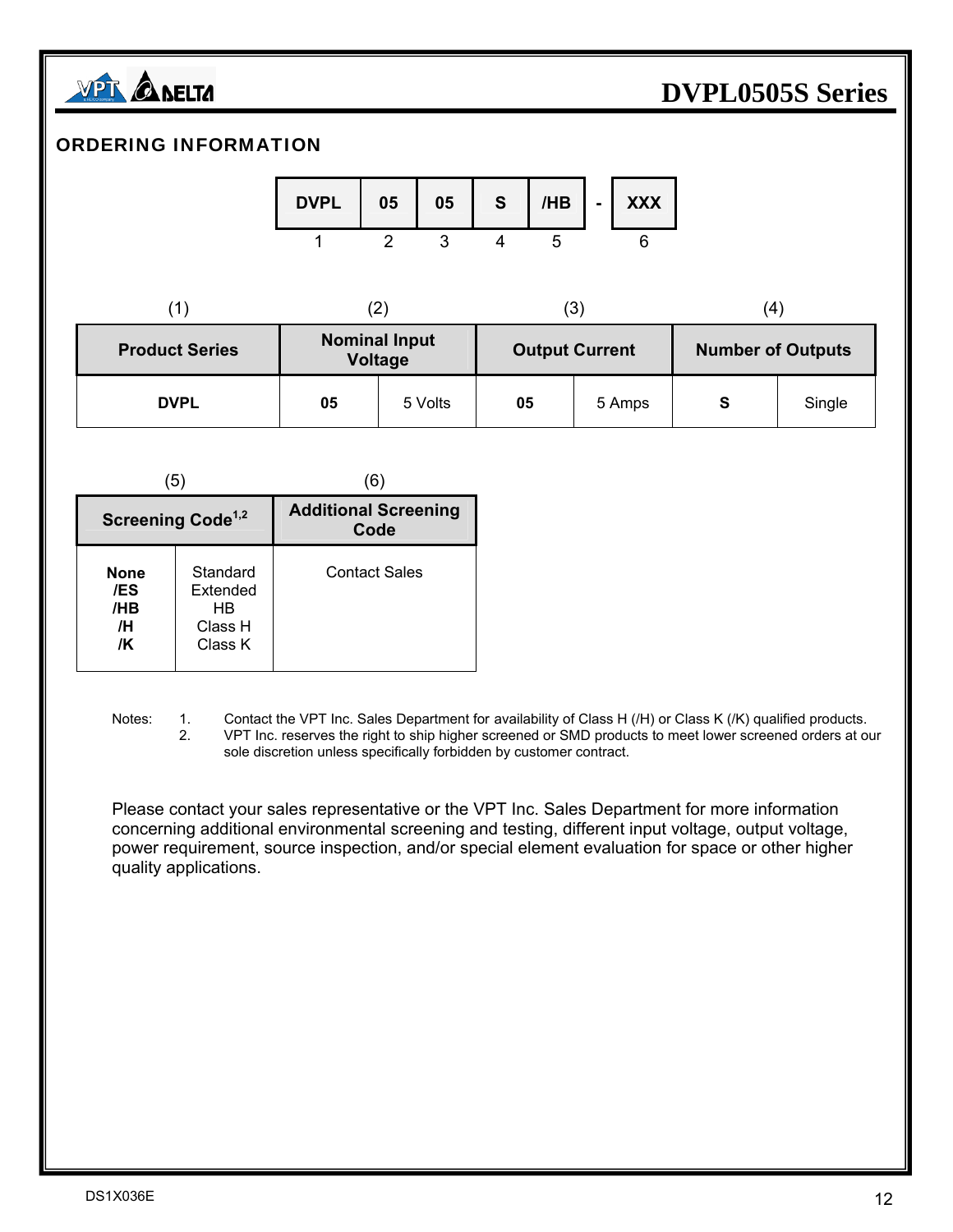## ORDERING INFORMATION

| DVPL | 05 | 05 | S | /HB | - | XXX |
|---|---|---|---|---|---|---|
| 1 | 2 | 3 | 4 | 5 | | 6 |

| (1) Product Series | (2) Nominal Input Voltage | | (3) Output Current | | (4) Number of Outputs | |
|---|---|---|---|---|---|---|
| **DVPL** | **05** | 5 Volts | **05** | 5 Amps | **S** | Single |

| (5) Screening Code[1,2] | | (6) Additional Screening Code |
|---|---|---|
| **None** | Standard | Contact Sales |
| **/ES** | Extended | |
| **/HB** | HB | |
| **/H** | Class H | |
| **/K** | Class K | |

Notes:
1. Contact the VPT Inc. Sales Department for availability of Class H (/H) or Class K (/K) qualified products.
2. VPT Inc. reserves the right to ship higher screened or SMD products to meet lower screened orders at our sole discretion unless specifically forbidden by customer contract.

Please contact your sales representative or the VPT Inc. Sales Department for more information concerning additional environmental screening and testing, different input voltage, output voltage, power requirement, source inspection, and/or special element evaluation for space or other higher quality applications.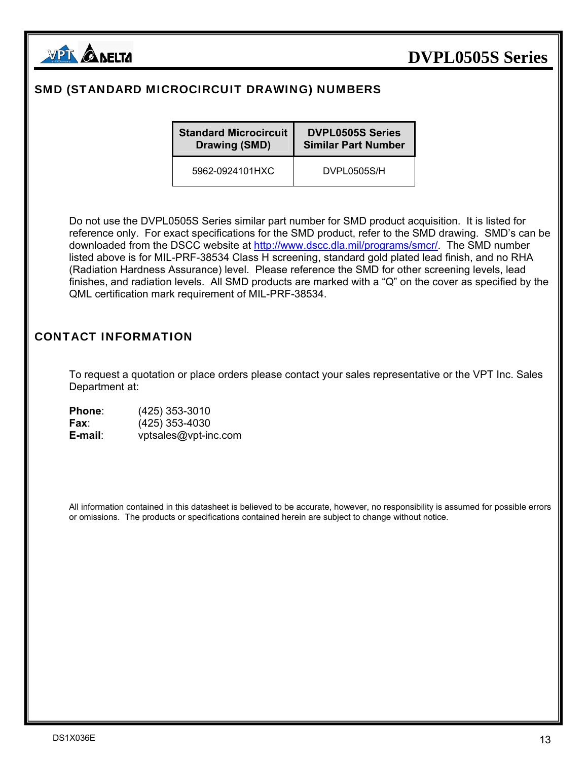## SMD (STANDARD MICROCIRCUIT DRAWING) NUMBERS

| Standard Microcircuit Drawing (SMD) | DVPL0505S Series Similar Part Number |
|---|---|
| 5962-0924101HXC | DVPL0505S/H |

Do not use the DVPL0505S Series similar part number for SMD product acquisition. It is listed for reference only. For exact specifications for the SMD product, refer to the SMD drawing. SMD's can be downloaded from the DSCC website at http://www.dscc.dla.mil/programs/smcr/. The SMD number listed above is for MIL-PRF-38534 Class H screening, standard gold plated lead finish, and no RHA (Radiation Hardness Assurance) level. Please reference the SMD for other screening levels, lead finishes, and radiation levels. All SMD products are marked with a "Q" on the cover as specified by the QML certification mark requirement of MIL-PRF-38534.

## CONTACT INFORMATION

To request a quotation or place orders please contact your sales representative or the VPT Inc. Sales Department at:

**Phone**: (425) 353-3010
**Fax**: (425) 353-4030
**E-mail**: vptsales@vpt-inc.com

All information contained in this datasheet is believed to be accurate, however, no responsibility is assumed for possible errors or omissions. The products or specifications contained herein are subject to change without notice.